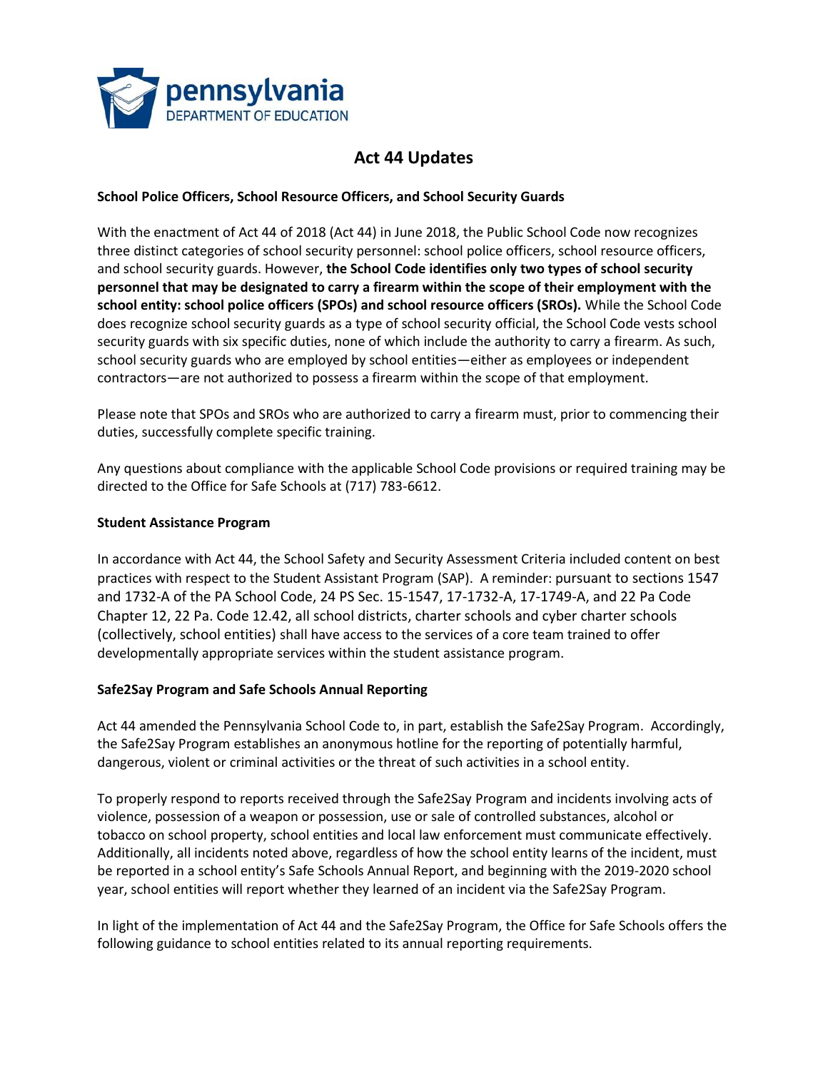pennsylvania
DEPARTMENT OF EDUCATION

# Act 44 Updates

**School Police Officers, School Resource Officers, and School Security Guards**

With the enactment of Act 44 of 2018 (Act 44) in June 2018, the Public School Code now recognizes three distinct categories of school security personnel: school police officers, school resource officers, and school security guards. However, **the School Code identifies only two types of school security personnel that may be designated to carry a firearm within the scope of their employment with the school entity: school police officers (SPOs) and school resource officers (SROs).** While the School Code does recognize school security guards as a type of school security official, the School Code vests school security guards with six specific duties, none of which include the authority to carry a firearm. As such, school security guards who are employed by school entities—either as employees or independent contractors—are not authorized to possess a firearm within the scope of that employment.

Please note that SPOs and SROs who are authorized to carry a firearm must, prior to commencing their duties, successfully complete specific training.

Any questions about compliance with the applicable School Code provisions or required training may be directed to the Office for Safe Schools at (717) 783-6612.

**Student Assistance Program**

In accordance with Act 44, the School Safety and Security Assessment Criteria included content on best practices with respect to the Student Assistant Program (SAP). A reminder: pursuant to sections 1547 and 1732-A of the PA School Code, 24 PS Sec. 15-1547, 17-1732-A, 17-1749-A, and 22 Pa Code Chapter 12, 22 Pa. Code 12.42, all school districts, charter schools and cyber charter schools (collectively, school entities) shall have access to the services of a core team trained to offer developmentally appropriate services within the student assistance program.

**Safe2Say Program and Safe Schools Annual Reporting**

Act 44 amended the Pennsylvania School Code to, in part, establish the Safe2Say Program. Accordingly, the Safe2Say Program establishes an anonymous hotline for the reporting of potentially harmful, dangerous, violent or criminal activities or the threat of such activities in a school entity.

To properly respond to reports received through the Safe2Say Program and incidents involving acts of violence, possession of a weapon or possession, use or sale of controlled substances, alcohol or tobacco on school property, school entities and local law enforcement must communicate effectively. Additionally, all incidents noted above, regardless of how the school entity learns of the incident, must be reported in a school entity's Safe Schools Annual Report, and beginning with the 2019-2020 school year, school entities will report whether they learned of an incident via the Safe2Say Program.

In light of the implementation of Act 44 and the Safe2Say Program, the Office for Safe Schools offers the following guidance to school entities related to its annual reporting requirements.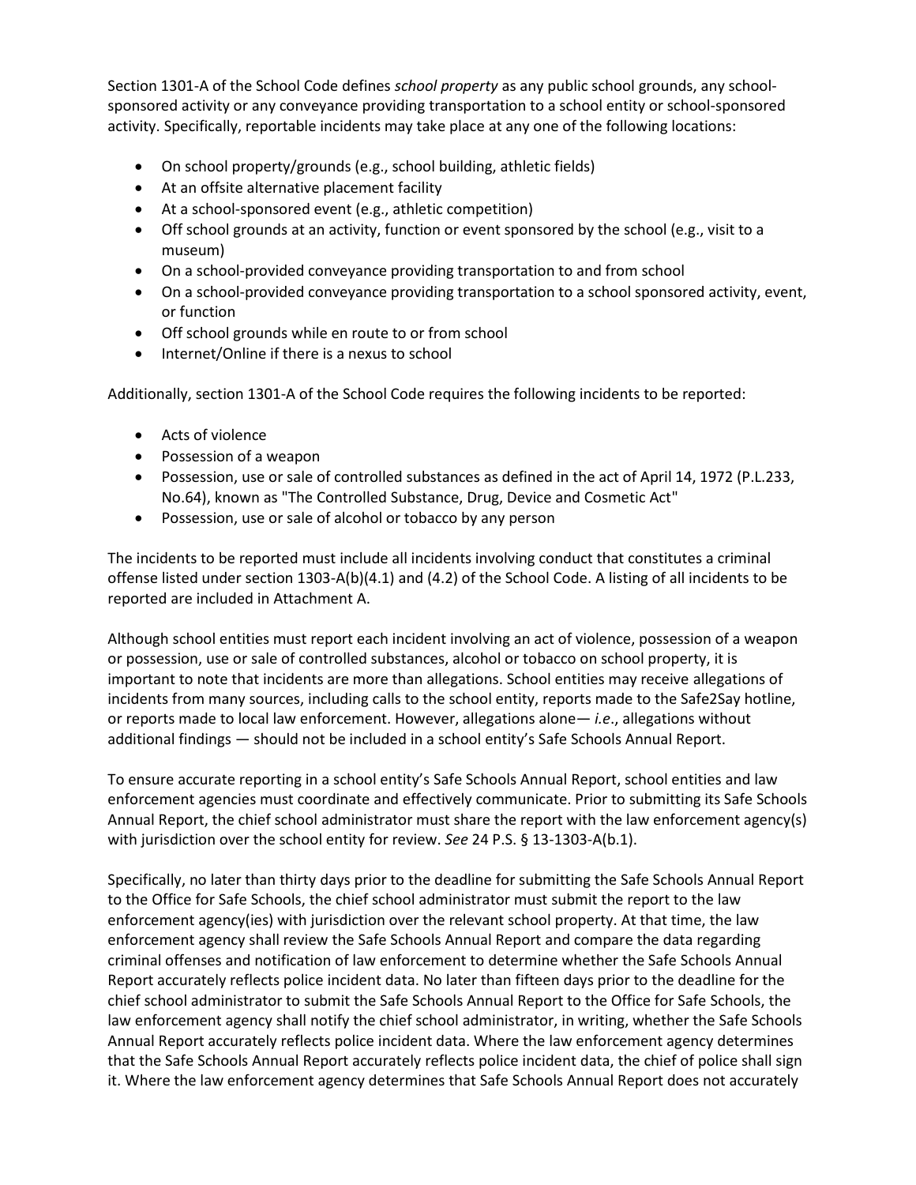Section 1301-A of the School Code defines *school property* as any public school grounds, any school-sponsored activity or any conveyance providing transportation to a school entity or school-sponsored activity. Specifically, reportable incidents may take place at any one of the following locations:

- On school property/grounds (e.g., school building, athletic fields)
- At an offsite alternative placement facility
- At a school-sponsored event (e.g., athletic competition)
- Off school grounds at an activity, function or event sponsored by the school (e.g., visit to a museum)
- On a school-provided conveyance providing transportation to and from school
- On a school-provided conveyance providing transportation to a school sponsored activity, event, or function
- Off school grounds while en route to or from school
- Internet/Online if there is a nexus to school

Additionally, section 1301-A of the School Code requires the following incidents to be reported:

- Acts of violence
- Possession of a weapon
- Possession, use or sale of controlled substances as defined in the act of April 14, 1972 (P.L.233, No.64), known as "The Controlled Substance, Drug, Device and Cosmetic Act"
- Possession, use or sale of alcohol or tobacco by any person

The incidents to be reported must include all incidents involving conduct that constitutes a criminal offense listed under section 1303-A(b)(4.1) and (4.2) of the School Code. A listing of all incidents to be reported are included in Attachment A.

Although school entities must report each incident involving an act of violence, possession of a weapon or possession, use or sale of controlled substances, alcohol or tobacco on school property, it is important to note that incidents are more than allegations. School entities may receive allegations of incidents from many sources, including calls to the school entity, reports made to the Safe2Say hotline, or reports made to local law enforcement. However, allegations alone— *i.e*., allegations without additional findings — should not be included in a school entity's Safe Schools Annual Report.

To ensure accurate reporting in a school entity's Safe Schools Annual Report, school entities and law enforcement agencies must coordinate and effectively communicate. Prior to submitting its Safe Schools Annual Report, the chief school administrator must share the report with the law enforcement agency(s) with jurisdiction over the school entity for review. *See* 24 P.S. § 13-1303-A(b.1).

Specifically, no later than thirty days prior to the deadline for submitting the Safe Schools Annual Report to the Office for Safe Schools, the chief school administrator must submit the report to the law enforcement agency(ies) with jurisdiction over the relevant school property. At that time, the law enforcement agency shall review the Safe Schools Annual Report and compare the data regarding criminal offenses and notification of law enforcement to determine whether the Safe Schools Annual Report accurately reflects police incident data. No later than fifteen days prior to the deadline for the chief school administrator to submit the Safe Schools Annual Report to the Office for Safe Schools, the law enforcement agency shall notify the chief school administrator, in writing, whether the Safe Schools Annual Report accurately reflects police incident data. Where the law enforcement agency determines that the Safe Schools Annual Report accurately reflects police incident data, the chief of police shall sign it. Where the law enforcement agency determines that Safe Schools Annual Report does not accurately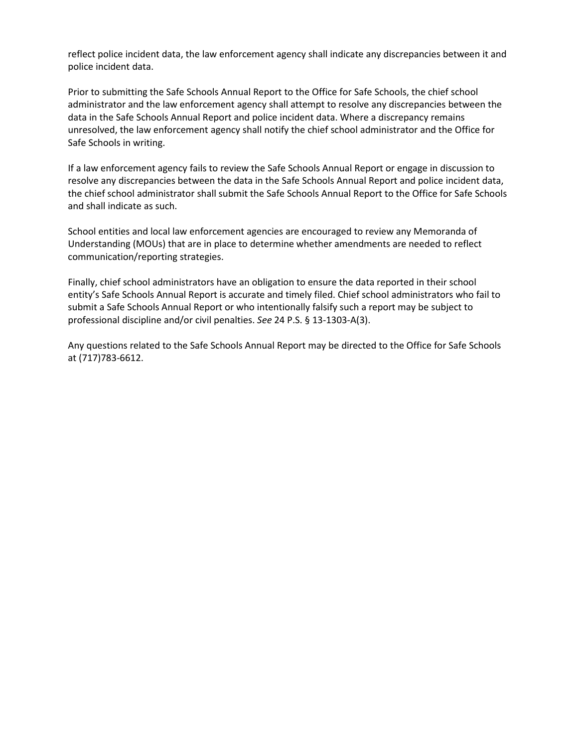reflect police incident data, the law enforcement agency shall indicate any discrepancies between it and police incident data.

Prior to submitting the Safe Schools Annual Report to the Office for Safe Schools, the chief school administrator and the law enforcement agency shall attempt to resolve any discrepancies between the data in the Safe Schools Annual Report and police incident data. Where a discrepancy remains unresolved, the law enforcement agency shall notify the chief school administrator and the Office for Safe Schools in writing.

If a law enforcement agency fails to review the Safe Schools Annual Report or engage in discussion to resolve any discrepancies between the data in the Safe Schools Annual Report and police incident data, the chief school administrator shall submit the Safe Schools Annual Report to the Office for Safe Schools and shall indicate as such.

School entities and local law enforcement agencies are encouraged to review any Memoranda of Understanding (MOUs) that are in place to determine whether amendments are needed to reflect communication/reporting strategies.

Finally, chief school administrators have an obligation to ensure the data reported in their school entity's Safe Schools Annual Report is accurate and timely filed. Chief school administrators who fail to submit a Safe Schools Annual Report or who intentionally falsify such a report may be subject to professional discipline and/or civil penalties. *See* 24 P.S. § 13-1303-A(3).

Any questions related to the Safe Schools Annual Report may be directed to the Office for Safe Schools at (717)783-6612.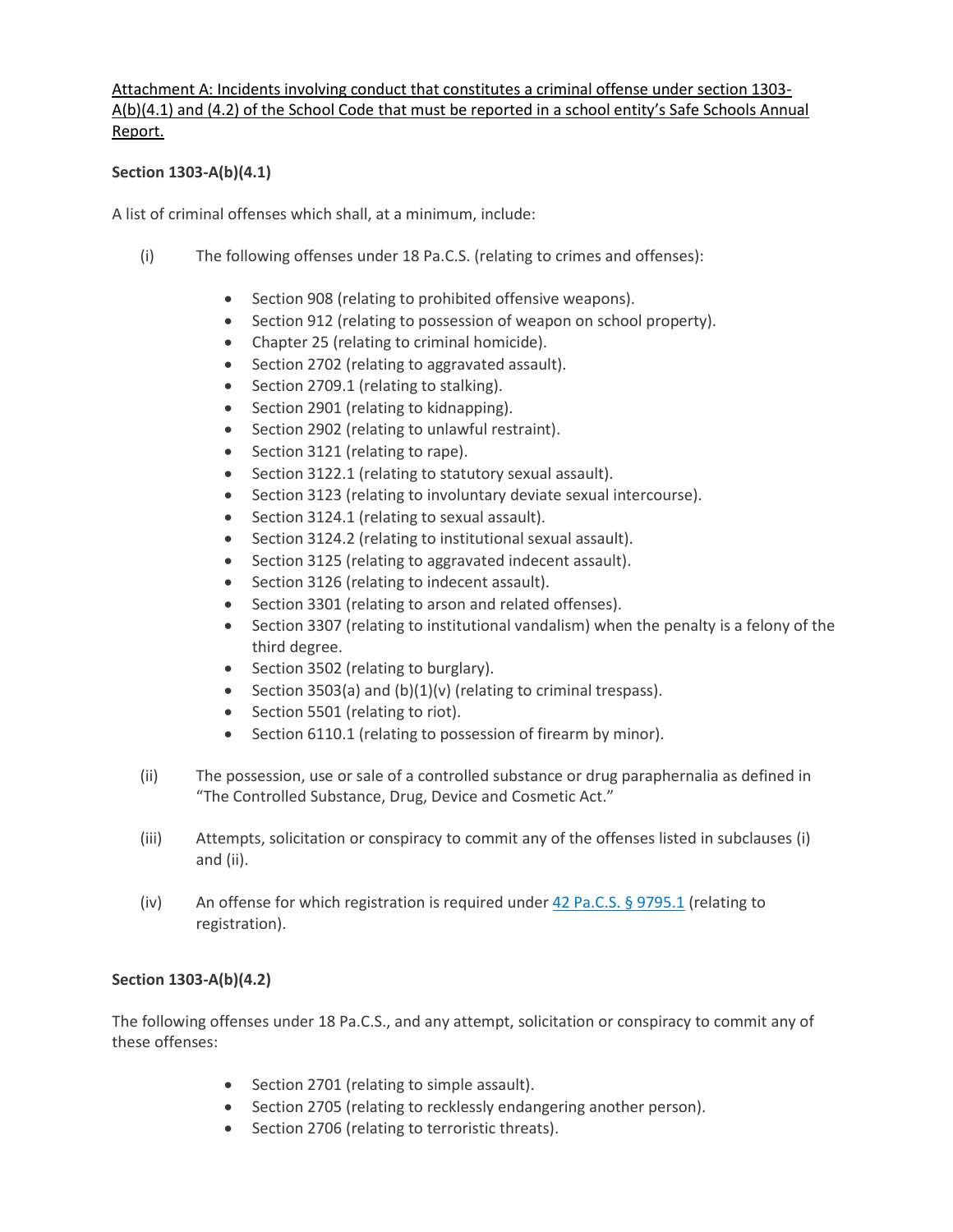<u>Attachment A: Incidents involving conduct that constitutes a criminal offense under section 1303-A(b)(4.1) and (4.2) of the School Code that must be reported in a school entity's Safe Schools Annual Report.</u>

**Section 1303-A(b)(4.1)**

A list of criminal offenses which shall, at a minimum, include:

(i) The following offenses under 18 Pa.C.S. (relating to crimes and offenses):

- Section 908 (relating to prohibited offensive weapons).
- Section 912 (relating to possession of weapon on school property).
- Chapter 25 (relating to criminal homicide).
- Section 2702 (relating to aggravated assault).
- Section 2709.1 (relating to stalking).
- Section 2901 (relating to kidnapping).
- Section 2902 (relating to unlawful restraint).
- Section 3121 (relating to rape).
- Section 3122.1 (relating to statutory sexual assault).
- Section 3123 (relating to involuntary deviate sexual intercourse).
- Section 3124.1 (relating to sexual assault).
- Section 3124.2 (relating to institutional sexual assault).
- Section 3125 (relating to aggravated indecent assault).
- Section 3126 (relating to indecent assault).
- Section 3301 (relating to arson and related offenses).
- Section 3307 (relating to institutional vandalism) when the penalty is a felony of the third degree.
- Section 3502 (relating to burglary).
- Section 3503(a) and (b)(1)(v) (relating to criminal trespass).
- Section 5501 (relating to riot).
- Section 6110.1 (relating to possession of firearm by minor).

(ii) The possession, use or sale of a controlled substance or drug paraphernalia as defined in "The Controlled Substance, Drug, Device and Cosmetic Act."

(iii) Attempts, solicitation or conspiracy to commit any of the offenses listed in subclauses (i) and (ii).

(iv) An offense for which registration is required under [42 Pa.C.S. § 9795.1](42 Pa.C.S. § 9795.1) (relating to registration).

**Section 1303-A(b)(4.2)**

The following offenses under 18 Pa.C.S., and any attempt, solicitation or conspiracy to commit any of these offenses:

- Section 2701 (relating to simple assault).
- Section 2705 (relating to recklessly endangering another person).
- Section 2706 (relating to terroristic threats).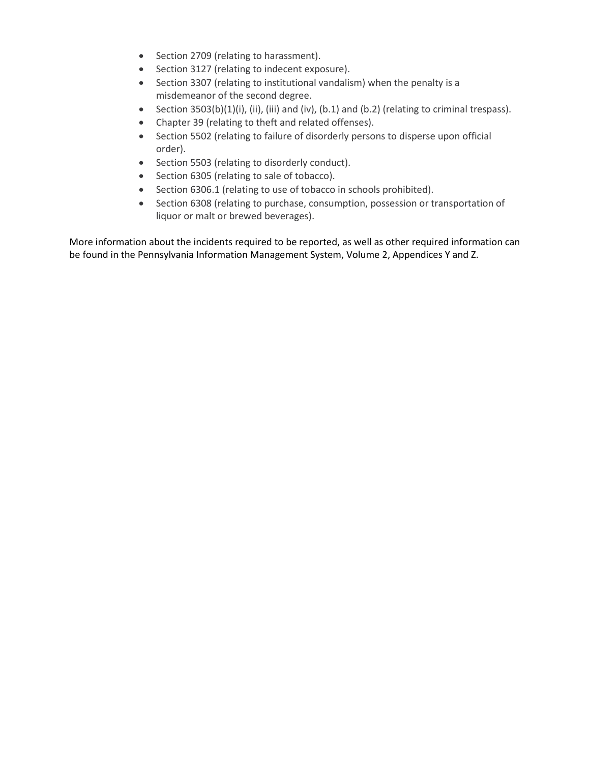- Section 2709 (relating to harassment).
- Section 3127 (relating to indecent exposure).
- Section 3307 (relating to institutional vandalism) when the penalty is a misdemeanor of the second degree.
- Section 3503(b)(1)(i), (ii), (iii) and (iv), (b.1) and (b.2) (relating to criminal trespass).
- Chapter 39 (relating to theft and related offenses).
- Section 5502 (relating to failure of disorderly persons to disperse upon official order).
- Section 5503 (relating to disorderly conduct).
- Section 6305 (relating to sale of tobacco).
- Section 6306.1 (relating to use of tobacco in schools prohibited).
- Section 6308 (relating to purchase, consumption, possession or transportation of liquor or malt or brewed beverages).

More information about the incidents required to be reported, as well as other required information can be found in the Pennsylvania Information Management System, Volume 2, Appendices Y and Z.